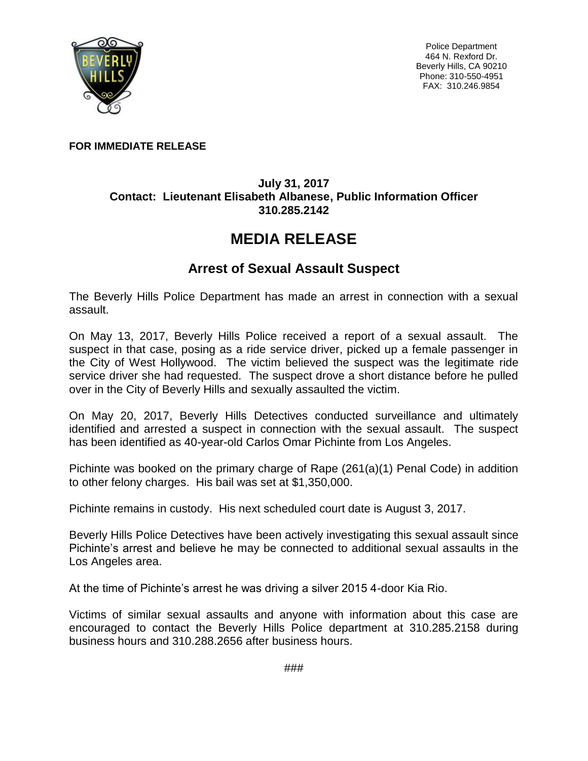Police Department
464 N. Rexford Dr.
Beverly Hills, CA 90210
Phone: 310-550-4951
FAX: 310.246.9854

**FOR IMMEDIATE RELEASE**

**July 31, 2017**
**Contact: Lieutenant Elisabeth Albanese, Public Information Officer**
**310.285.2142**

# MEDIA RELEASE

## Arrest of Sexual Assault Suspect

The Beverly Hills Police Department has made an arrest in connection with a sexual assault.

On May 13, 2017, Beverly Hills Police received a report of a sexual assault. The suspect in that case, posing as a ride service driver, picked up a female passenger in the City of West Hollywood. The victim believed the suspect was the legitimate ride service driver she had requested. The suspect drove a short distance before he pulled over in the City of Beverly Hills and sexually assaulted the victim.

On May 20, 2017, Beverly Hills Detectives conducted surveillance and ultimately identified and arrested a suspect in connection with the sexual assault. The suspect has been identified as 40-year-old Carlos Omar Pichinte from Los Angeles.

Pichinte was booked on the primary charge of Rape (261(a)(1) Penal Code) in addition to other felony charges. His bail was set at $1,350,000.

Pichinte remains in custody. His next scheduled court date is August 3, 2017.

Beverly Hills Police Detectives have been actively investigating this sexual assault since Pichinte's arrest and believe he may be connected to additional sexual assaults in the Los Angeles area.

At the time of Pichinte's arrest he was driving a silver 2015 4-door Kia Rio.

Victims of similar sexual assaults and anyone with information about this case are encouraged to contact the Beverly Hills Police department at 310.285.2158 during business hours and 310.288.2656 after business hours.

###